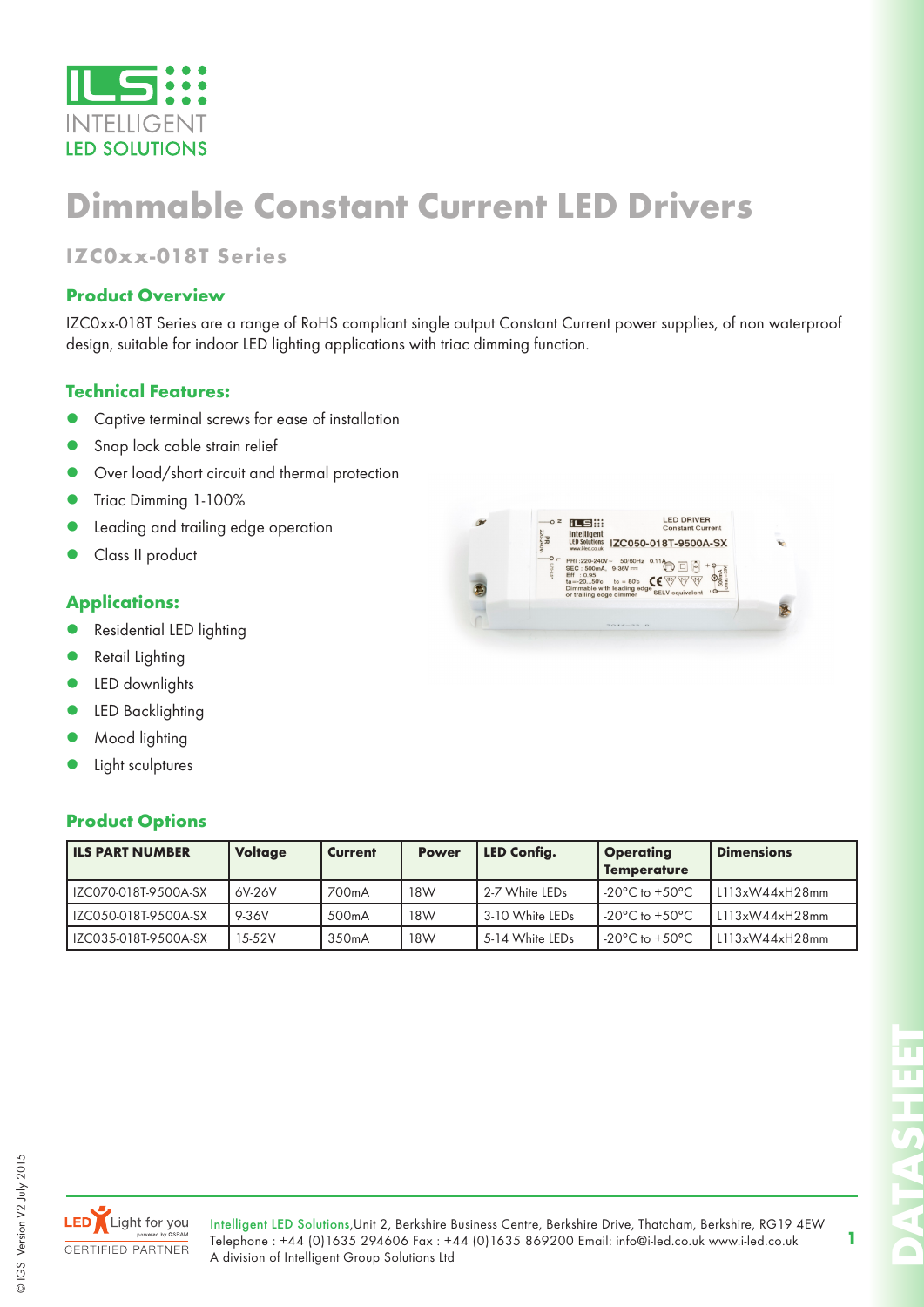# Dimmable Constant Current LED Drivers

## IZC0xx-018T Series

### Product Overview

IZC0xx-018T Series are a range of RoHS compliant single output Constant Current power supplies, of non waterproof design, suitable for indoor LED lighting applications with triac dimming function.

### Technical Features:

- Captive terminal screws for ease of installation
- Snap lock cable strain relief
- Over load/short circuit and thermal protection
- Triac Dimming 1-100%
- Leading and trailing edge operation
- Class II product

### Applications:

- Residential LED lighting
- Retail Lighting
- LED downlights
- LED Backlighting
- Mood lighting
- Light sculptures

### Product Options

| ILS PART NUMBER | Voltage | Current | Power | LED Config. | Operating Temperature | Dimensions |
|---|---|---|---|---|---|---|
| IZC070-018T-9500A-SX | 6V-26V | 700mA | 18W | 2-7 White LEDs | -20°C to +50°C | L113xW44xH28mm |
| IZC050-018T-9500A-SX | 9-36V | 500mA | 18W | 3-10 White LEDs | -20°C to +50°C | L113xW44xH28mm |
| IZC035-018T-9500A-SX | 15-52V | 350mA | 18W | 5-14 White LEDs | -20°C to +50°C | L113xW44xH28mm |

Intelligent LED Solutions, Unit 2, Berkshire Business Centre, Berkshire Drive, Thatcham, Berkshire, RG19 4EW
Telephone : +44 (0)1635 294606 Fax : +44 (0)1635 869200 Email: info@i-led.co.uk www.i-led.co.uk
A division of Intelligent Group Solutions Ltd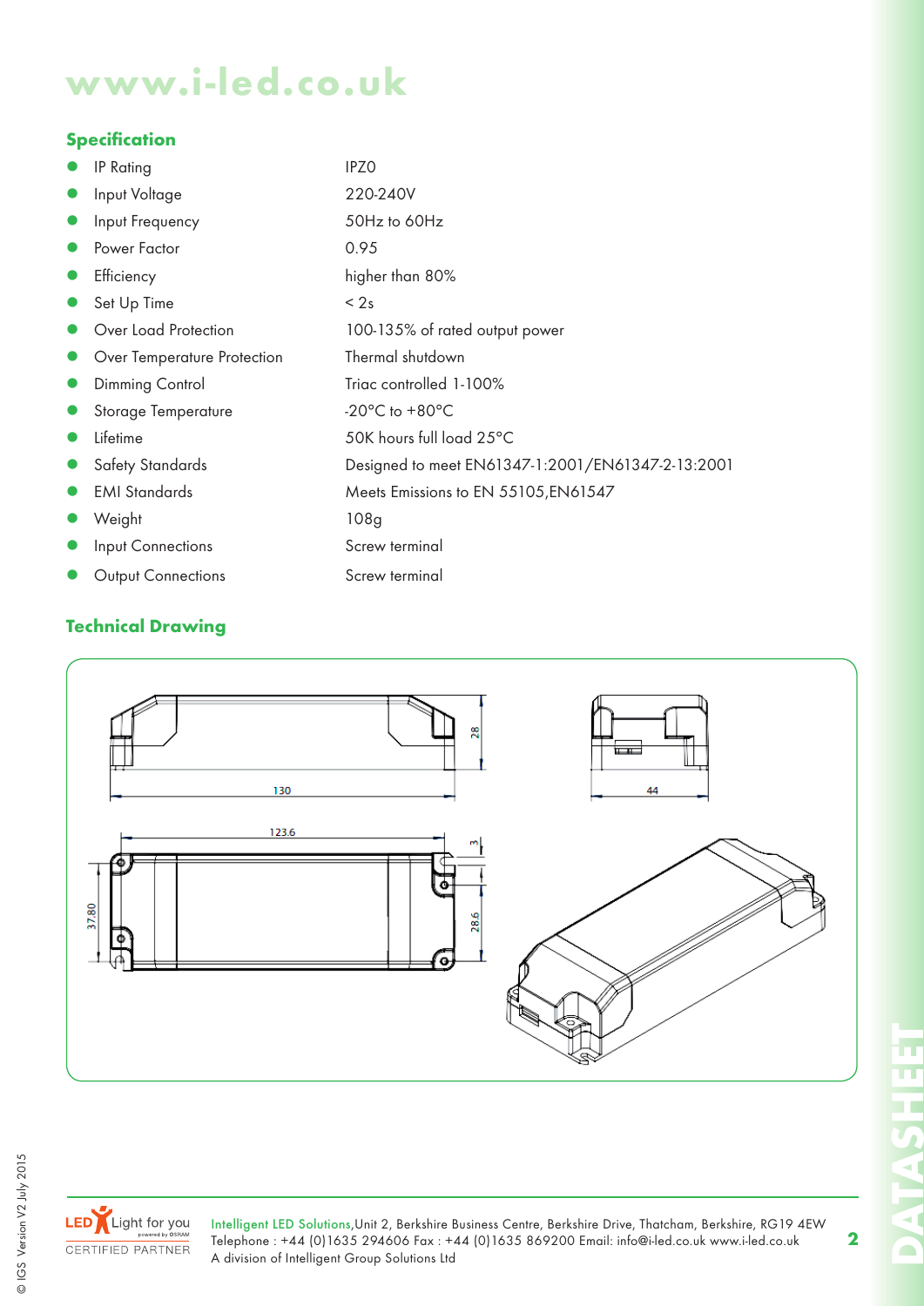# www.i-led.co.uk

## Specification

- IP Rating — IPZ0
- Input Voltage — 220-240V
- Input Frequency — 50Hz to 60Hz
- Power Factor — 0.95
- Efficiency — higher than 80%
- Set Up Time — < 2s
- Over Load Protection — 100-135% of rated output power
- Over Temperature Protection — Thermal shutdown
- Dimming Control — Triac controlled 1-100%
- Storage Temperature — -20°C to +80°C
- Lifetime — 50K hours full load 25°C
- Safety Standards — Designed to meet EN61347-1:2001/EN61347-2-13:2001
- EMI Standards — Meets Emissions to EN 55105,EN61547
- Weight — 108g
- Input Connections — Screw terminal
- Output Connections — Screw terminal

## Technical Drawing

130 28 44 123.6 3 37.80 28.6

LED Light for you powered by OSRAM CERTIFIED PARTNER

Intelligent LED Solutions,Unit 2, Berkshire Business Centre, Berkshire Drive, Thatcham, Berkshire, RG19 4EW
Telephone : +44 (0)1635 294606 Fax : +44 (0)1635 869200 Email: info@i-led.co.uk www.i-led.co.uk
A division of Intelligent Group Solutions Ltd

© IGS Version V2 July 2015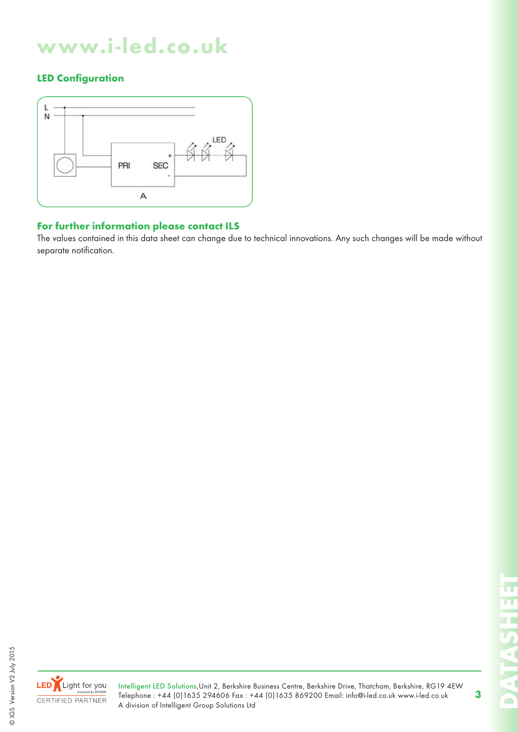www.i-led.co.uk

## LED Configuration

L
N
LED
+
PRI
SEC
-
A

## For further information please contact ILS

The values contained in this data sheet can change due to technical innovations. Any such changes will be made without separate notification.

Intelligent LED Solutions,Unit 2, Berkshire Business Centre, Berkshire Drive, Thatcham, Berkshire, RG19 4EW
Telephone : +44 (0)1635 294606 Fax : +44 (0)1635 869200 Email: info@i-led.co.uk www.i-led.co.uk
A division of Intelligent Group Solutions Ltd